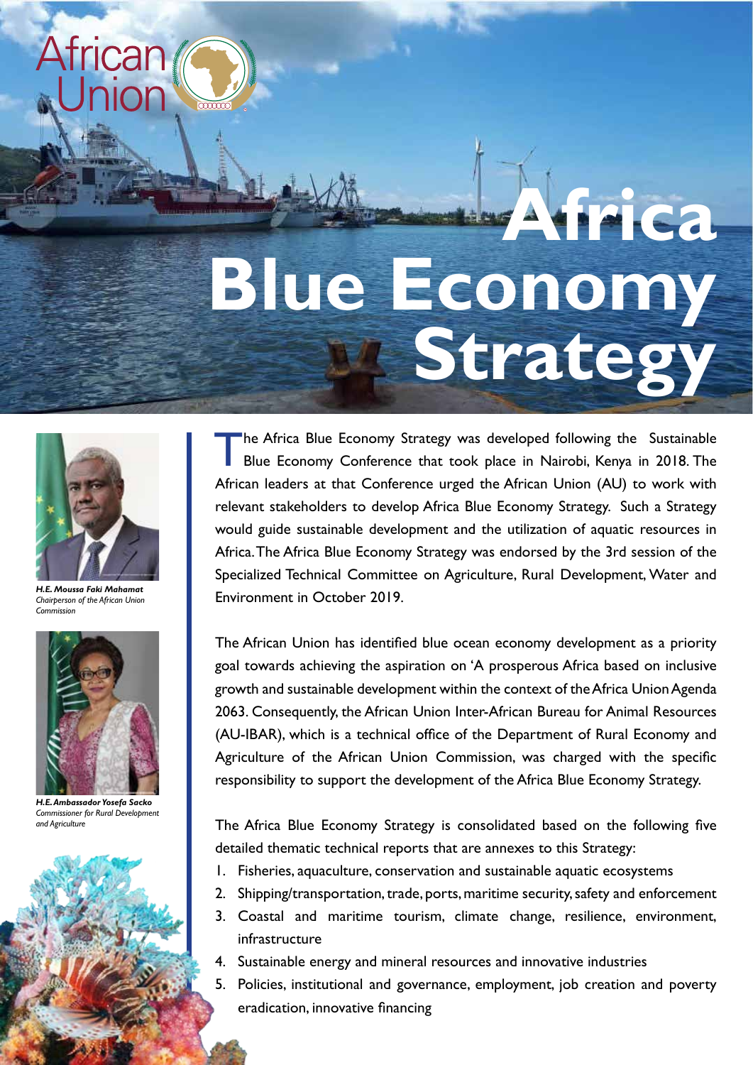African Union

# Africa Blue Economy Strategy

*H.E. Moussa Faki Mahamat*
*Chairperson of the African Union Commission*

*H.E. Ambassador Yosefa Sacko*
*Commissioner for Rural Development and Agriculture*

The Africa Blue Economy Strategy was developed following the Sustainable Blue Economy Conference that took place in Nairobi, Kenya in 2018. The African leaders at that Conference urged the African Union (AU) to work with relevant stakeholders to develop Africa Blue Economy Strategy. Such a Strategy would guide sustainable development and the utilization of aquatic resources in Africa. The Africa Blue Economy Strategy was endorsed by the 3rd session of the Specialized Technical Committee on Agriculture, Rural Development, Water and Environment in October 2019.

The African Union has identified blue ocean economy development as a priority goal towards achieving the aspiration on 'A prosperous Africa based on inclusive growth and sustainable development within the context of the Africa Union Agenda 2063. Consequently, the African Union Inter-African Bureau for Animal Resources (AU-IBAR), which is a technical office of the Department of Rural Economy and Agriculture of the African Union Commission, was charged with the specific responsibility to support the development of the Africa Blue Economy Strategy.

The Africa Blue Economy Strategy is consolidated based on the following five detailed thematic technical reports that are annexes to this Strategy:

1. Fisheries, aquaculture, conservation and sustainable aquatic ecosystems
2. Shipping/transportation, trade, ports, maritime security, safety and enforcement
3. Coastal and maritime tourism, climate change, resilience, environment, infrastructure
4. Sustainable energy and mineral resources and innovative industries
5. Policies, institutional and governance, employment, job creation and poverty eradication, innovative financing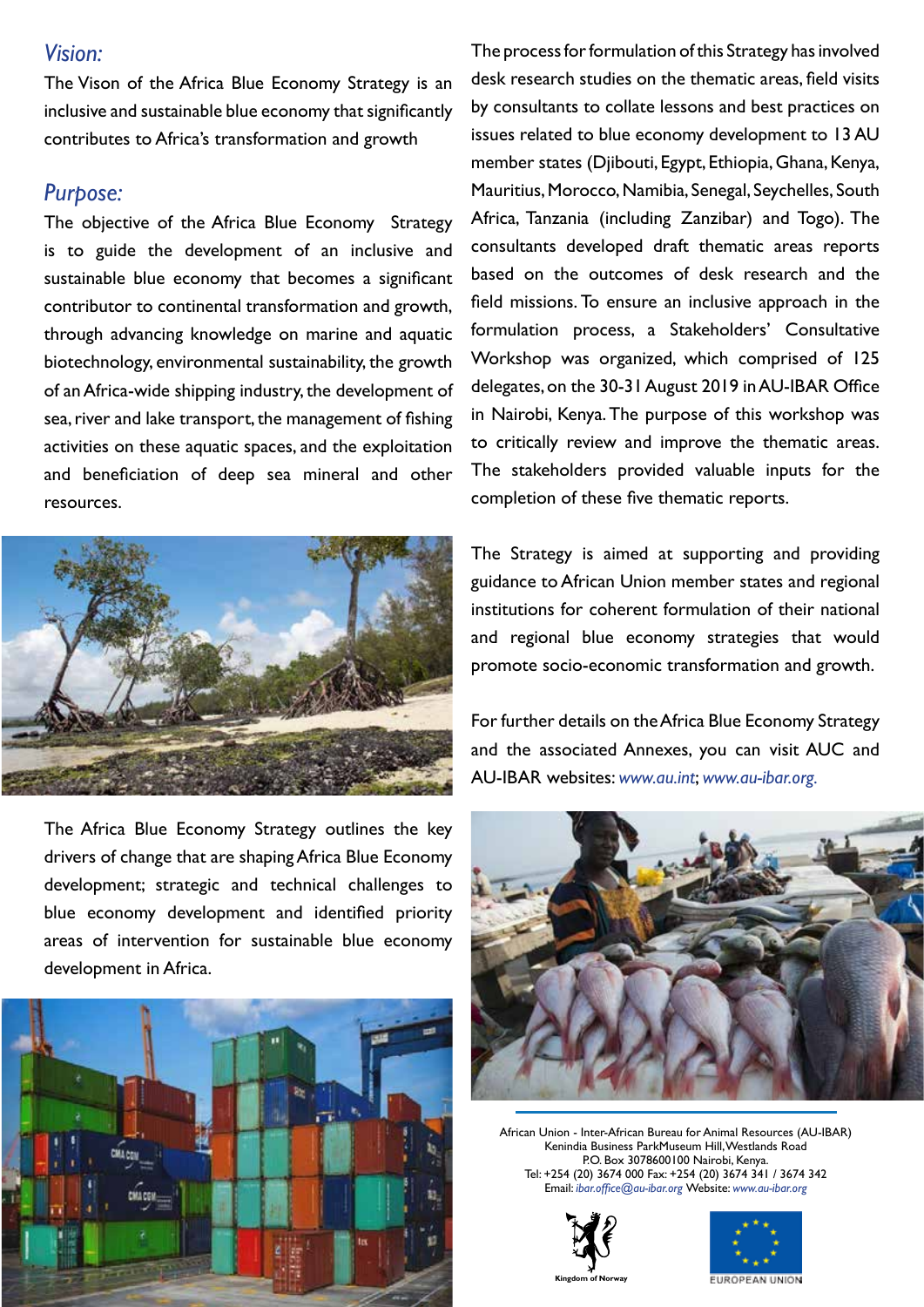## *Vision:*

The Vison of the Africa Blue Economy Strategy is an inclusive and sustainable blue economy that significantly contributes to Africa's transformation and growth

## *Purpose:*

The objective of the Africa Blue Economy Strategy is to guide the development of an inclusive and sustainable blue economy that becomes a significant contributor to continental transformation and growth, through advancing knowledge on marine and aquatic biotechnology, environmental sustainability, the growth of an Africa-wide shipping industry, the development of sea, river and lake transport, the management of fishing activities on these aquatic spaces, and the exploitation and beneficiation of deep sea mineral and other resources.

The Africa Blue Economy Strategy outlines the key drivers of change that are shaping Africa Blue Economy development; strategic and technical challenges to blue economy development and identified priority areas of intervention for sustainable blue economy development in Africa.

The process for formulation of this Strategy has involved desk research studies on the thematic areas, field visits by consultants to collate lessons and best practices on issues related to blue economy development to 13 AU member states (Djibouti, Egypt, Ethiopia, Ghana, Kenya, Mauritius, Morocco, Namibia, Senegal, Seychelles, South Africa, Tanzania (including Zanzibar) and Togo). The consultants developed draft thematic areas reports based on the outcomes of desk research and the field missions. To ensure an inclusive approach in the formulation process, a Stakeholders' Consultative Workshop was organized, which comprised of 125 delegates, on the 30-31 August 2019 in AU-IBAR Office in Nairobi, Kenya. The purpose of this workshop was to critically review and improve the thematic areas. The stakeholders provided valuable inputs for the completion of these five thematic reports.

The Strategy is aimed at supporting and providing guidance to African Union member states and regional institutions for coherent formulation of their national and regional blue economy strategies that would promote socio-economic transformation and growth.

For further details on the Africa Blue Economy Strategy and the associated Annexes, you can visit AUC and AU-IBAR websites: *www.au.int*; *www.au-ibar.org.*

African Union - Inter-African Bureau for Animal Resources (AU-IBAR)
Kenindia Business ParkMuseum Hill, Westlands Road
P.O. Box 3078600100 Nairobi, Kenya.
Tel: +254 (20) 3674 000 Fax: +254 (20) 3674 341 / 3674 342
Email: *ibar.office@au-ibar.org* Website: *www.au-ibar.org*

Kingdom of Norway

EUROPEAN UNION